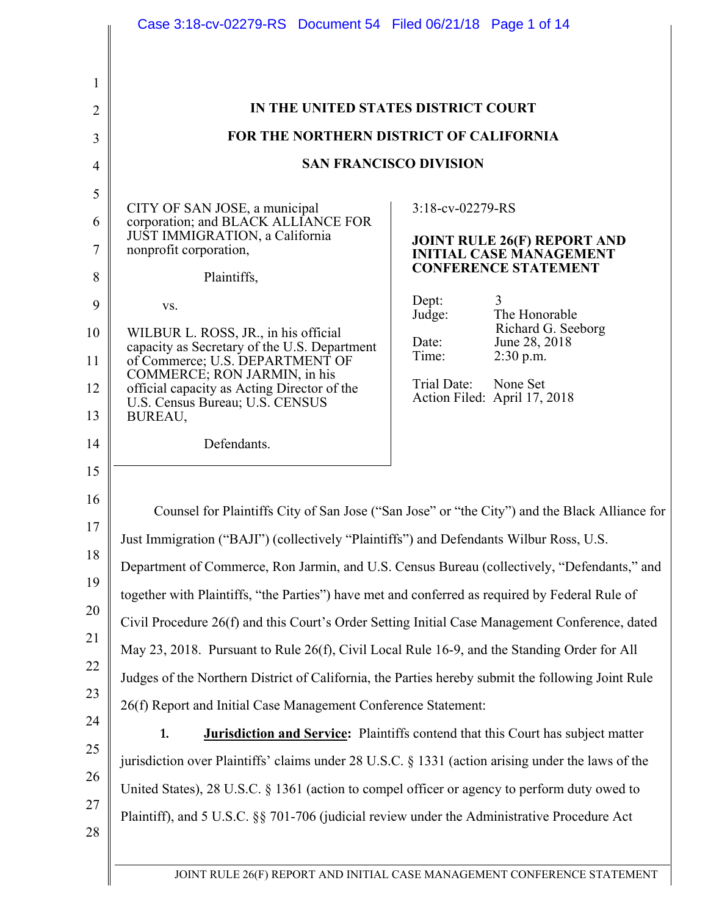# IN THE UNITED STATES DISTRICT COURT
# FOR THE NORTHERN DISTRICT OF CALIFORNIA
# SAN FRANCISCO DIVISION

CITY OF SAN JOSE, a municipal corporation; and BLACK ALLIANCE FOR JUST IMMIGRATION, a California nonprofit corporation,

Plaintiffs,

vs.

WILBUR L. ROSS, JR., in his official capacity as Secretary of the U.S. Department of Commerce; U.S. DEPARTMENT OF COMMERCE; RON JARMIN, in his official capacity as Acting Director of the U.S. Census Bureau; U.S. CENSUS BUREAU,

Defendants.

3:18-cv-02279-RS

**JOINT RULE 26(F) REPORT AND INITIAL CASE MANAGEMENT CONFERENCE STATEMENT**

| | |
|---|---|
| Dept: | 3 |
| Judge: | The Honorable Richard G. Seeborg |
| Date: | June 28, 2018 |
| Time: | 2:30 p.m. |
| Trial Date: | None Set |
| Action Filed: | April 17, 2018 |

Counsel for Plaintiffs City of San Jose ("San Jose" or "the City") and the Black Alliance for Just Immigration ("BAJI") (collectively "Plaintiffs") and Defendants Wilbur Ross, U.S. Department of Commerce, Ron Jarmin, and U.S. Census Bureau (collectively, "Defendants," and together with Plaintiffs, "the Parties") have met and conferred as required by Federal Rule of Civil Procedure 26(f) and this Court's Order Setting Initial Case Management Conference, dated May 23, 2018. Pursuant to Rule 26(f), Civil Local Rule 16-9, and the Standing Order for All Judges of the Northern District of California, the Parties hereby submit the following Joint Rule 26(f) Report and Initial Case Management Conference Statement:

1. **Jurisdiction and Service:** Plaintiffs contend that this Court has subject matter jurisdiction over Plaintiffs' claims under 28 U.S.C. § 1331 (action arising under the laws of the United States), 28 U.S.C. § 1361 (action to compel officer or agency to perform duty owed to Plaintiff), and 5 U.S.C. §§ 701-706 (judicial review under the Administrative Procedure Act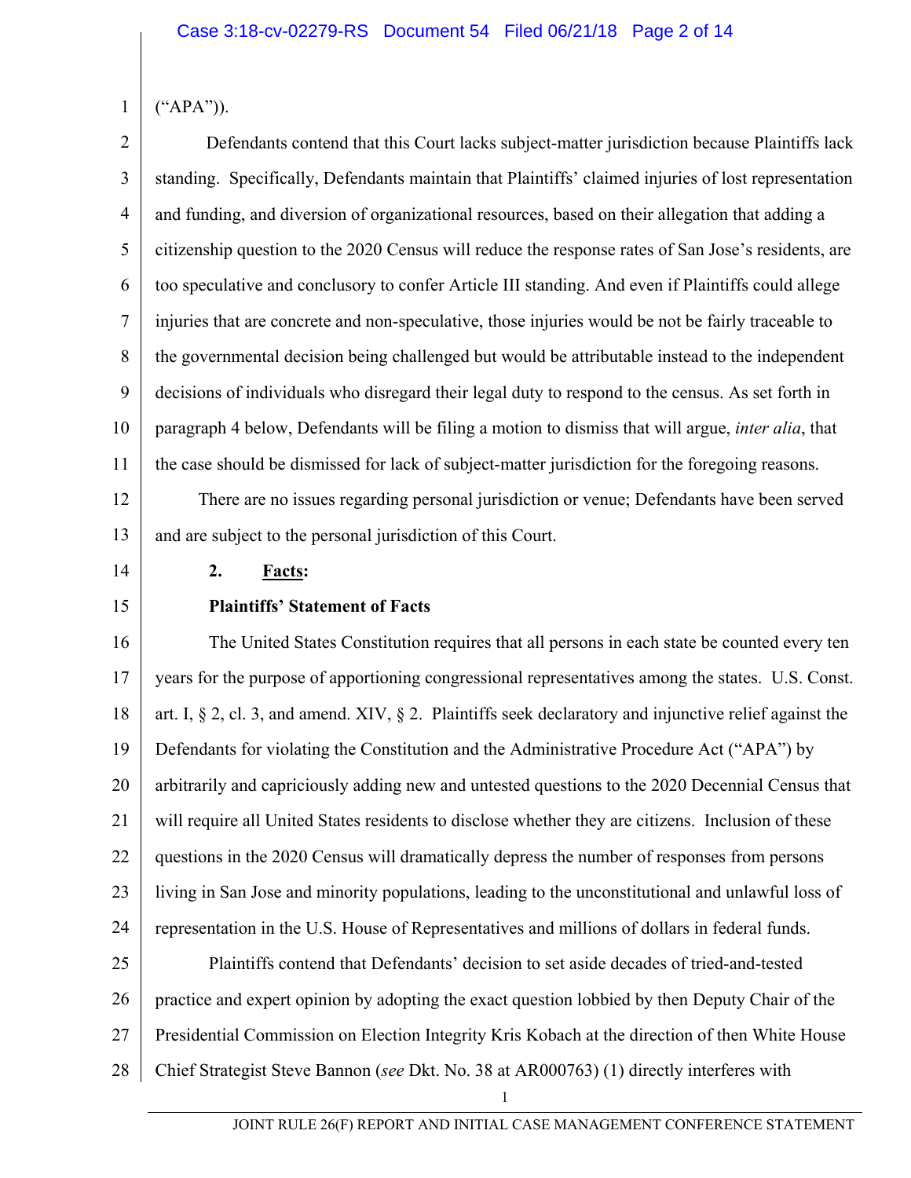("APA")).

Defendants contend that this Court lacks subject-matter jurisdiction because Plaintiffs lack standing. Specifically, Defendants maintain that Plaintiffs' claimed injuries of lost representation and funding, and diversion of organizational resources, based on their allegation that adding a citizenship question to the 2020 Census will reduce the response rates of San Jose's residents, are too speculative and conclusory to confer Article III standing. And even if Plaintiffs could allege injuries that are concrete and non-speculative, those injuries would be not be fairly traceable to the governmental decision being challenged but would be attributable instead to the independent decisions of individuals who disregard their legal duty to respond to the census. As set forth in paragraph 4 below, Defendants will be filing a motion to dismiss that will argue, *inter alia*, that the case should be dismissed for lack of subject-matter jurisdiction for the foregoing reasons.

There are no issues regarding personal jurisdiction or venue; Defendants have been served and are subject to the personal jurisdiction of this Court.

**2. <u>Facts</u>:**

**Plaintiffs' Statement of Facts**

The United States Constitution requires that all persons in each state be counted every ten years for the purpose of apportioning congressional representatives among the states. U.S. Const. art. I, § 2, cl. 3, and amend. XIV, § 2. Plaintiffs seek declaratory and injunctive relief against the Defendants for violating the Constitution and the Administrative Procedure Act ("APA") by arbitrarily and capriciously adding new and untested questions to the 2020 Decennial Census that will require all United States residents to disclose whether they are citizens. Inclusion of these questions in the 2020 Census will dramatically depress the number of responses from persons living in San Jose and minority populations, leading to the unconstitutional and unlawful loss of representation in the U.S. House of Representatives and millions of dollars in federal funds.

Plaintiffs contend that Defendants' decision to set aside decades of tried-and-tested practice and expert opinion by adopting the exact question lobbied by then Deputy Chair of the Presidential Commission on Election Integrity Kris Kobach at the direction of then White House Chief Strategist Steve Bannon (*see* Dkt. No. 38 at AR000763) (1) directly interferes with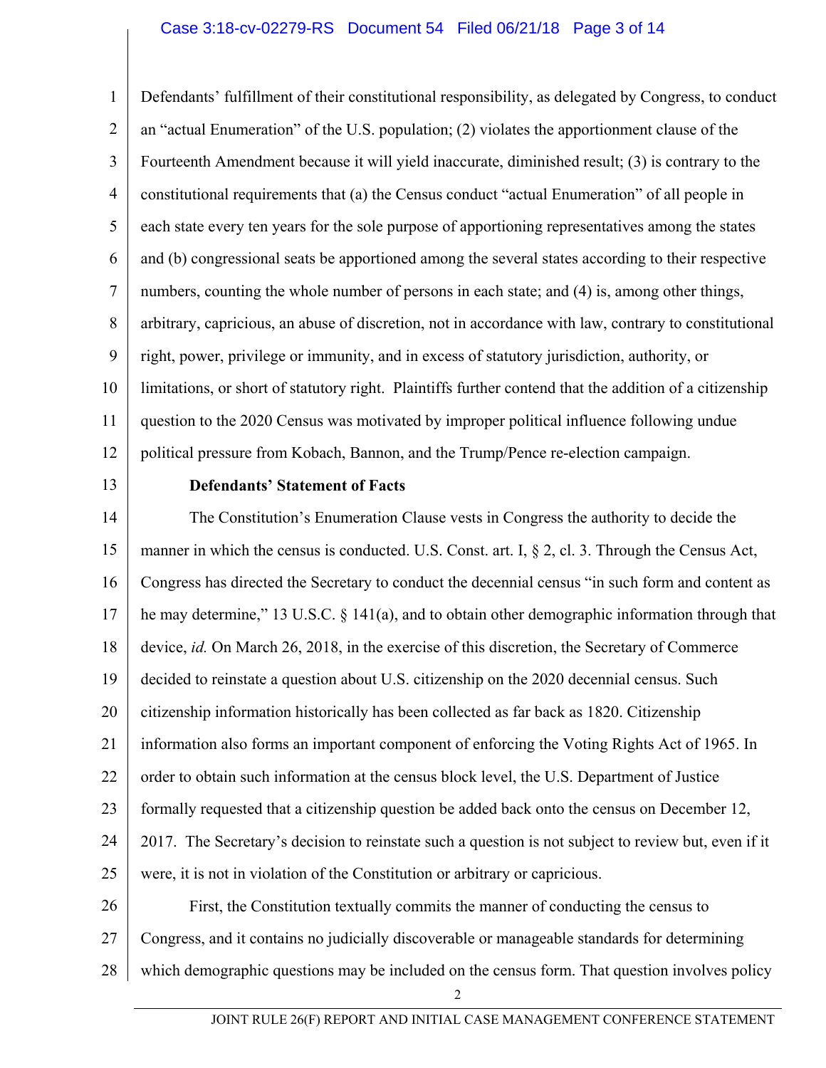Defendants' fulfillment of their constitutional responsibility, as delegated by Congress, to conduct an "actual Enumeration" of the U.S. population; (2) violates the apportionment clause of the Fourteenth Amendment because it will yield inaccurate, diminished result; (3) is contrary to the constitutional requirements that (a) the Census conduct "actual Enumeration" of all people in each state every ten years for the sole purpose of apportioning representatives among the states and (b) congressional seats be apportioned among the several states according to their respective numbers, counting the whole number of persons in each state; and (4) is, among other things, arbitrary, capricious, an abuse of discretion, not in accordance with law, contrary to constitutional right, power, privilege or immunity, and in excess of statutory jurisdiction, authority, or limitations, or short of statutory right. Plaintiffs further contend that the addition of a citizenship question to the 2020 Census was motivated by improper political influence following undue political pressure from Kobach, Bannon, and the Trump/Pence re-election campaign.

**Defendants' Statement of Facts**

The Constitution's Enumeration Clause vests in Congress the authority to decide the manner in which the census is conducted. U.S. Const. art. I, § 2, cl. 3. Through the Census Act, Congress has directed the Secretary to conduct the decennial census "in such form and content as he may determine," 13 U.S.C. § 141(a), and to obtain other demographic information through that device, *id.* On March 26, 2018, in the exercise of this discretion, the Secretary of Commerce decided to reinstate a question about U.S. citizenship on the 2020 decennial census. Such citizenship information historically has been collected as far back as 1820. Citizenship information also forms an important component of enforcing the Voting Rights Act of 1965. In order to obtain such information at the census block level, the U.S. Department of Justice formally requested that a citizenship question be added back onto the census on December 12, 2017. The Secretary's decision to reinstate such a question is not subject to review but, even if it were, it is not in violation of the Constitution or arbitrary or capricious.

First, the Constitution textually commits the manner of conducting the census to Congress, and it contains no judicially discoverable or manageable standards for determining which demographic questions may be included on the census form. That question involves policy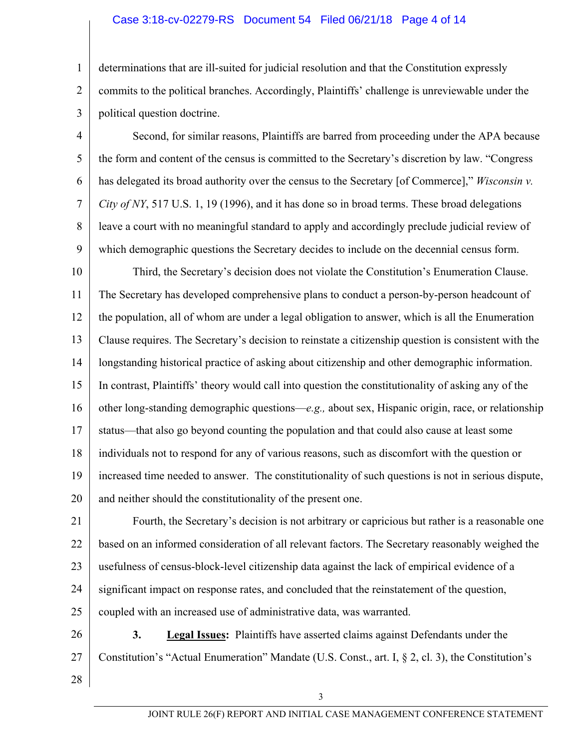determinations that are ill-suited for judicial resolution and that the Constitution expressly commits to the political branches. Accordingly, Plaintiffs' challenge is unreviewable under the political question doctrine.

Second, for similar reasons, Plaintiffs are barred from proceeding under the APA because the form and content of the census is committed to the Secretary's discretion by law. "Congress has delegated its broad authority over the census to the Secretary [of Commerce]," *Wisconsin v. City of NY*, 517 U.S. 1, 19 (1996), and it has done so in broad terms. These broad delegations leave a court with no meaningful standard to apply and accordingly preclude judicial review of which demographic questions the Secretary decides to include on the decennial census form.

Third, the Secretary's decision does not violate the Constitution's Enumeration Clause. The Secretary has developed comprehensive plans to conduct a person-by-person headcount of the population, all of whom are under a legal obligation to answer, which is all the Enumeration Clause requires. The Secretary's decision to reinstate a citizenship question is consistent with the longstanding historical practice of asking about citizenship and other demographic information. In contrast, Plaintiffs' theory would call into question the constitutionality of asking any of the other long-standing demographic questions—*e.g.,* about sex, Hispanic origin, race, or relationship status—that also go beyond counting the population and that could also cause at least some individuals not to respond for any of various reasons, such as discomfort with the question or increased time needed to answer. The constitutionality of such questions is not in serious dispute, and neither should the constitutionality of the present one.

Fourth, the Secretary's decision is not arbitrary or capricious but rather is a reasonable one based on an informed consideration of all relevant factors. The Secretary reasonably weighed the usefulness of census-block-level citizenship data against the lack of empirical evidence of a significant impact on response rates, and concluded that the reinstatement of the question, coupled with an increased use of administrative data, was warranted.

**3. Legal Issues:** Plaintiffs have asserted claims against Defendants under the Constitution's "Actual Enumeration" Mandate (U.S. Const., art. I, § 2, cl. 3), the Constitution's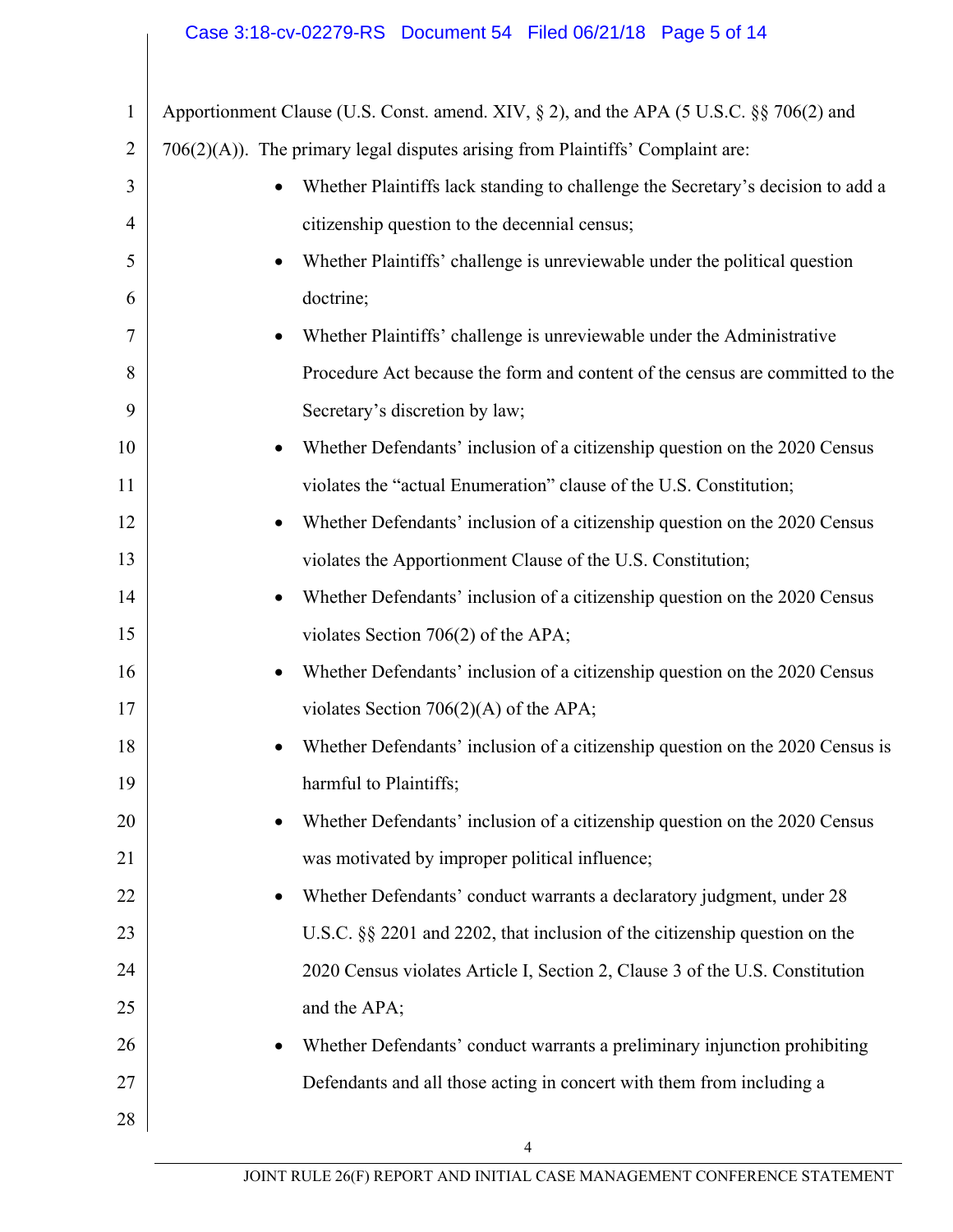Apportionment Clause (U.S. Const. amend. XIV, § 2), and the APA (5 U.S.C. §§ 706(2) and 706(2)(A)). The primary legal disputes arising from Plaintiffs' Complaint are:

- Whether Plaintiffs lack standing to challenge the Secretary's decision to add a citizenship question to the decennial census;
- Whether Plaintiffs' challenge is unreviewable under the political question doctrine;
- Whether Plaintiffs' challenge is unreviewable under the Administrative Procedure Act because the form and content of the census are committed to the Secretary's discretion by law;
- Whether Defendants' inclusion of a citizenship question on the 2020 Census violates the "actual Enumeration" clause of the U.S. Constitution;
- Whether Defendants' inclusion of a citizenship question on the 2020 Census violates the Apportionment Clause of the U.S. Constitution;
- Whether Defendants' inclusion of a citizenship question on the 2020 Census violates Section 706(2) of the APA;
- Whether Defendants' inclusion of a citizenship question on the 2020 Census violates Section 706(2)(A) of the APA;
- Whether Defendants' inclusion of a citizenship question on the 2020 Census is harmful to Plaintiffs;
- Whether Defendants' inclusion of a citizenship question on the 2020 Census was motivated by improper political influence;
- Whether Defendants' conduct warrants a declaratory judgment, under 28 U.S.C. §§ 2201 and 2202, that inclusion of the citizenship question on the 2020 Census violates Article I, Section 2, Clause 3 of the U.S. Constitution and the APA;
- Whether Defendants' conduct warrants a preliminary injunction prohibiting Defendants and all those acting in concert with them from including a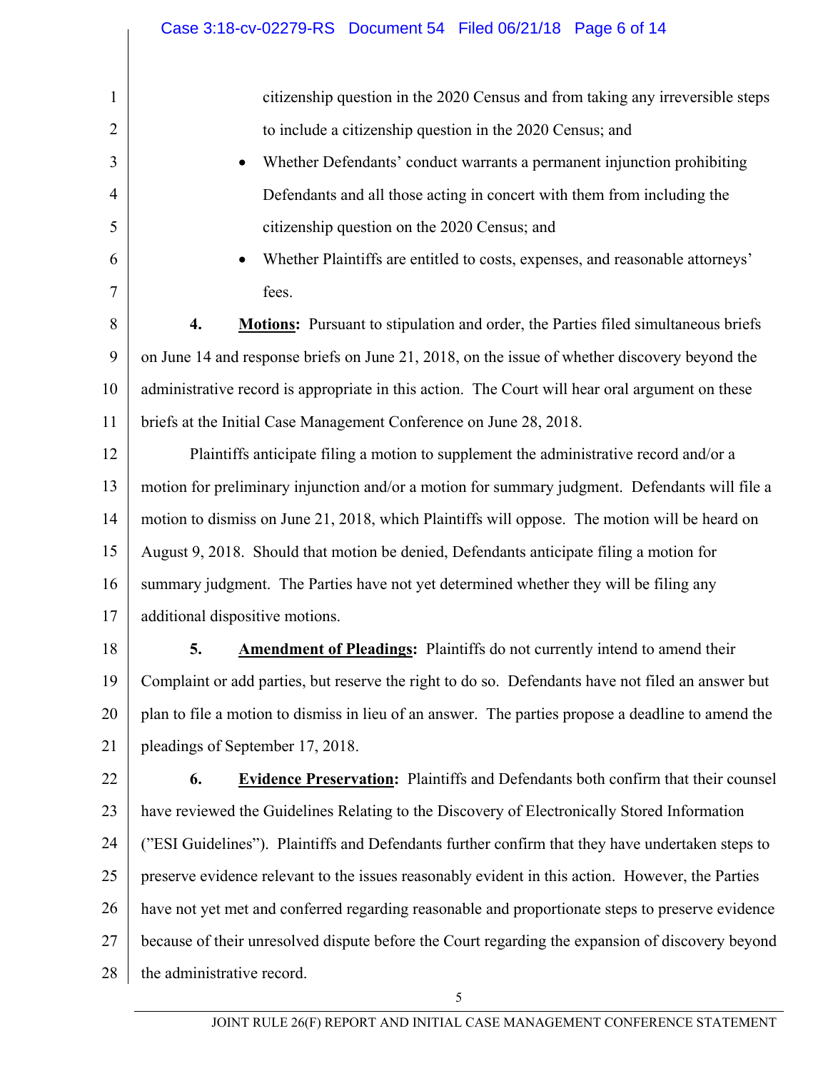citizenship question in the 2020 Census and from taking any irreversible steps to include a citizenship question in the 2020 Census; and

- Whether Defendants' conduct warrants a permanent injunction prohibiting Defendants and all those acting in concert with them from including the citizenship question on the 2020 Census; and
- Whether Plaintiffs are entitled to costs, expenses, and reasonable attorneys' fees.

**4. Motions:** Pursuant to stipulation and order, the Parties filed simultaneous briefs on June 14 and response briefs on June 21, 2018, on the issue of whether discovery beyond the administrative record is appropriate in this action. The Court will hear oral argument on these briefs at the Initial Case Management Conference on June 28, 2018.

Plaintiffs anticipate filing a motion to supplement the administrative record and/or a motion for preliminary injunction and/or a motion for summary judgment. Defendants will file a motion to dismiss on June 21, 2018, which Plaintiffs will oppose. The motion will be heard on August 9, 2018. Should that motion be denied, Defendants anticipate filing a motion for summary judgment. The Parties have not yet determined whether they will be filing any additional dispositive motions.

**5. Amendment of Pleadings:** Plaintiffs do not currently intend to amend their Complaint or add parties, but reserve the right to do so. Defendants have not filed an answer but plan to file a motion to dismiss in lieu of an answer. The parties propose a deadline to amend the pleadings of September 17, 2018.

**6. Evidence Preservation:** Plaintiffs and Defendants both confirm that their counsel have reviewed the Guidelines Relating to the Discovery of Electronically Stored Information ("ESI Guidelines"). Plaintiffs and Defendants further confirm that they have undertaken steps to preserve evidence relevant to the issues reasonably evident in this action. However, the Parties have not yet met and conferred regarding reasonable and proportionate steps to preserve evidence because of their unresolved dispute before the Court regarding the expansion of discovery beyond the administrative record.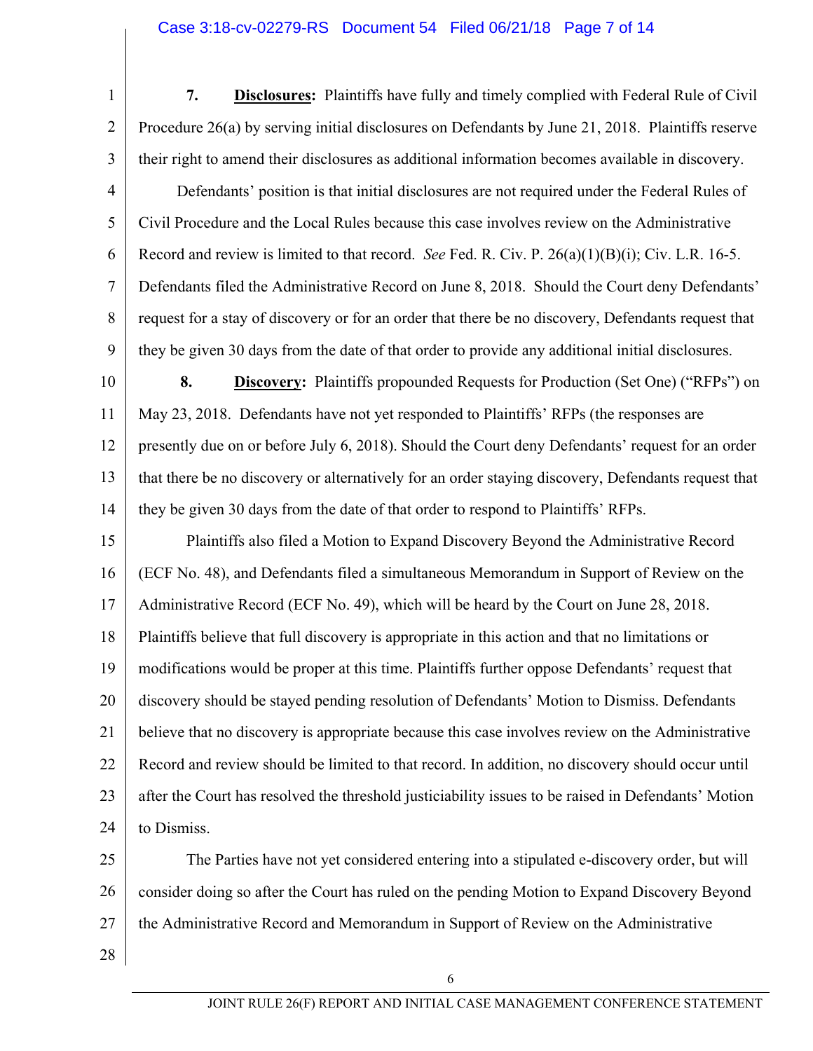**7.** **Disclosures:** Plaintiffs have fully and timely complied with Federal Rule of Civil Procedure 26(a) by serving initial disclosures on Defendants by June 21, 2018. Plaintiffs reserve their right to amend their disclosures as additional information becomes available in discovery.

Defendants' position is that initial disclosures are not required under the Federal Rules of Civil Procedure and the Local Rules because this case involves review on the Administrative Record and review is limited to that record. *See* Fed. R. Civ. P. 26(a)(1)(B)(i); Civ. L.R. 16-5. Defendants filed the Administrative Record on June 8, 2018. Should the Court deny Defendants' request for a stay of discovery or for an order that there be no discovery, Defendants request that they be given 30 days from the date of that order to provide any additional initial disclosures.

**8.** **Discovery:** Plaintiffs propounded Requests for Production (Set One) ("RFPs") on May 23, 2018. Defendants have not yet responded to Plaintiffs' RFPs (the responses are presently due on or before July 6, 2018). Should the Court deny Defendants' request for an order that there be no discovery or alternatively for an order staying discovery, Defendants request that they be given 30 days from the date of that order to respond to Plaintiffs' RFPs.

Plaintiffs also filed a Motion to Expand Discovery Beyond the Administrative Record (ECF No. 48), and Defendants filed a simultaneous Memorandum in Support of Review on the Administrative Record (ECF No. 49), which will be heard by the Court on June 28, 2018. Plaintiffs believe that full discovery is appropriate in this action and that no limitations or modifications would be proper at this time. Plaintiffs further oppose Defendants' request that discovery should be stayed pending resolution of Defendants' Motion to Dismiss. Defendants believe that no discovery is appropriate because this case involves review on the Administrative Record and review should be limited to that record. In addition, no discovery should occur until after the Court has resolved the threshold justiciability issues to be raised in Defendants' Motion to Dismiss.

The Parties have not yet considered entering into a stipulated e-discovery order, but will consider doing so after the Court has ruled on the pending Motion to Expand Discovery Beyond the Administrative Record and Memorandum in Support of Review on the Administrative

JOINT RULE 26(F) REPORT AND INITIAL CASE MANAGEMENT CONFERENCE STATEMENT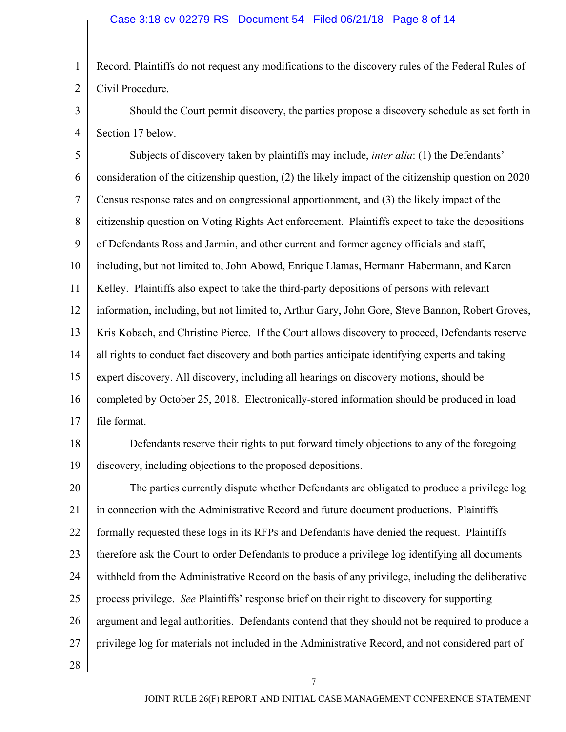Record. Plaintiffs do not request any modifications to the discovery rules of the Federal Rules of Civil Procedure.

Should the Court permit discovery, the parties propose a discovery schedule as set forth in Section 17 below.

Subjects of discovery taken by plaintiffs may include, *inter alia*: (1) the Defendants' consideration of the citizenship question, (2) the likely impact of the citizenship question on 2020 Census response rates and on congressional apportionment, and (3) the likely impact of the citizenship question on Voting Rights Act enforcement. Plaintiffs expect to take the depositions of Defendants Ross and Jarmin, and other current and former agency officials and staff, including, but not limited to, John Abowd, Enrique Llamas, Hermann Habermann, and Karen Kelley. Plaintiffs also expect to take the third-party depositions of persons with relevant information, including, but not limited to, Arthur Gary, John Gore, Steve Bannon, Robert Groves, Kris Kobach, and Christine Pierce. If the Court allows discovery to proceed, Defendants reserve all rights to conduct fact discovery and both parties anticipate identifying experts and taking expert discovery. All discovery, including all hearings on discovery motions, should be completed by October 25, 2018. Electronically-stored information should be produced in load file format.

Defendants reserve their rights to put forward timely objections to any of the foregoing discovery, including objections to the proposed depositions.

The parties currently dispute whether Defendants are obligated to produce a privilege log in connection with the Administrative Record and future document productions. Plaintiffs formally requested these logs in its RFPs and Defendants have denied the request. Plaintiffs therefore ask the Court to order Defendants to produce a privilege log identifying all documents withheld from the Administrative Record on the basis of any privilege, including the deliberative process privilege. *See* Plaintiffs' response brief on their right to discovery for supporting argument and legal authorities. Defendants contend that they should not be required to produce a privilege log for materials not included in the Administrative Record, and not considered part of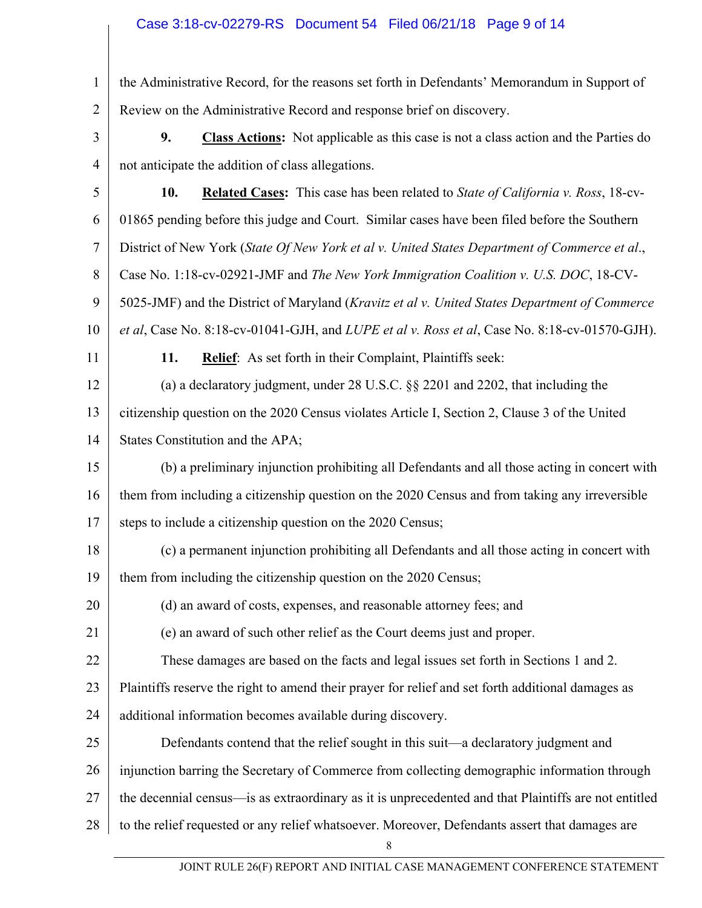the Administrative Record, for the reasons set forth in Defendants' Memorandum in Support of Review on the Administrative Record and response brief on discovery.

**9.** **Class Actions:** Not applicable as this case is not a class action and the Parties do not anticipate the addition of class allegations.

**10.** **Related Cases:** This case has been related to *State of California v. Ross*, 18-cv-01865 pending before this judge and Court. Similar cases have been filed before the Southern District of New York (*State Of New York et al v. United States Department of Commerce et al*., Case No. 1:18-cv-02921-JMF and *The New York Immigration Coalition v. U.S. DOC*, 18-CV-5025-JMF) and the District of Maryland (*Kravitz et al v. United States Department of Commerce et al*, Case No. 8:18-cv-01041-GJH, and *LUPE et al v. Ross et al*, Case No. 8:18-cv-01570-GJH).

**11.** **Relief**: As set forth in their Complaint, Plaintiffs seek:

(a) a declaratory judgment, under 28 U.S.C. §§ 2201 and 2202, that including the citizenship question on the 2020 Census violates Article I, Section 2, Clause 3 of the United States Constitution and the APA;

(b) a preliminary injunction prohibiting all Defendants and all those acting in concert with them from including a citizenship question on the 2020 Census and from taking any irreversible steps to include a citizenship question on the 2020 Census;

(c) a permanent injunction prohibiting all Defendants and all those acting in concert with them from including the citizenship question on the 2020 Census;

(d) an award of costs, expenses, and reasonable attorney fees; and

(e) an award of such other relief as the Court deems just and proper.

These damages are based on the facts and legal issues set forth in Sections 1 and 2. Plaintiffs reserve the right to amend their prayer for relief and set forth additional damages as additional information becomes available during discovery.

Defendants contend that the relief sought in this suit—a declaratory judgment and injunction barring the Secretary of Commerce from collecting demographic information through the decennial census—is as extraordinary as it is unprecedented and that Plaintiffs are not entitled to the relief requested or any relief whatsoever. Moreover, Defendants assert that damages are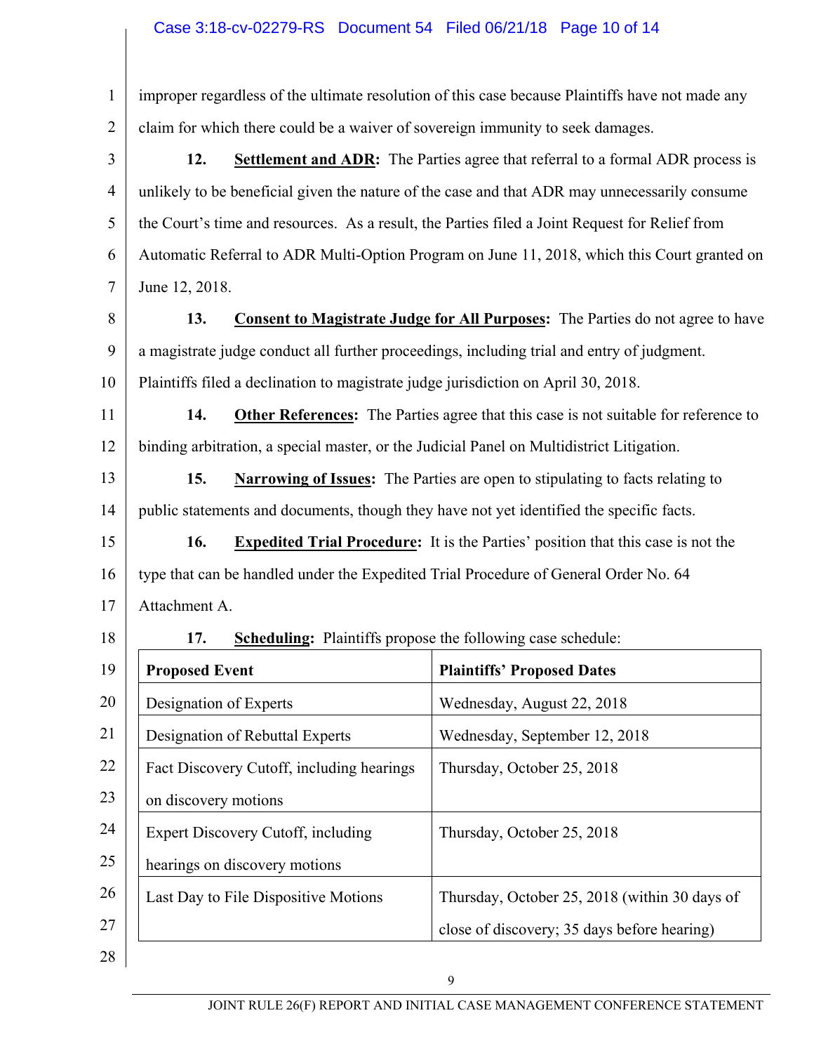improper regardless of the ultimate resolution of this case because Plaintiffs have not made any claim for which there could be a waiver of sovereign immunity to seek damages.

**12.** **Settlement and ADR:** The Parties agree that referral to a formal ADR process is unlikely to be beneficial given the nature of the case and that ADR may unnecessarily consume the Court's time and resources. As a result, the Parties filed a Joint Request for Relief from Automatic Referral to ADR Multi-Option Program on June 11, 2018, which this Court granted on June 12, 2018.

**13.** **Consent to Magistrate Judge for All Purposes:** The Parties do not agree to have a magistrate judge conduct all further proceedings, including trial and entry of judgment. Plaintiffs filed a declination to magistrate judge jurisdiction on April 30, 2018.

**14.** **Other References:** The Parties agree that this case is not suitable for reference to binding arbitration, a special master, or the Judicial Panel on Multidistrict Litigation.

**15.** **Narrowing of Issues:** The Parties are open to stipulating to facts relating to public statements and documents, though they have not yet identified the specific facts.

**16.** **Expedited Trial Procedure:** It is the Parties' position that this case is not the type that can be handled under the Expedited Trial Procedure of General Order No. 64 Attachment A.

**17.** **Scheduling:** Plaintiffs propose the following case schedule:

| Proposed Event | Plaintiffs' Proposed Dates |
|---|---|
| Designation of Experts | Wednesday, August 22, 2018 |
| Designation of Rebuttal Experts | Wednesday, September 12, 2018 |
| Fact Discovery Cutoff, including hearings on discovery motions | Thursday, October 25, 2018 |
| Expert Discovery Cutoff, including hearings on discovery motions | Thursday, October 25, 2018 |
| Last Day to File Dispositive Motions | Thursday, October 25, 2018 (within 30 days of close of discovery; 35 days before hearing) |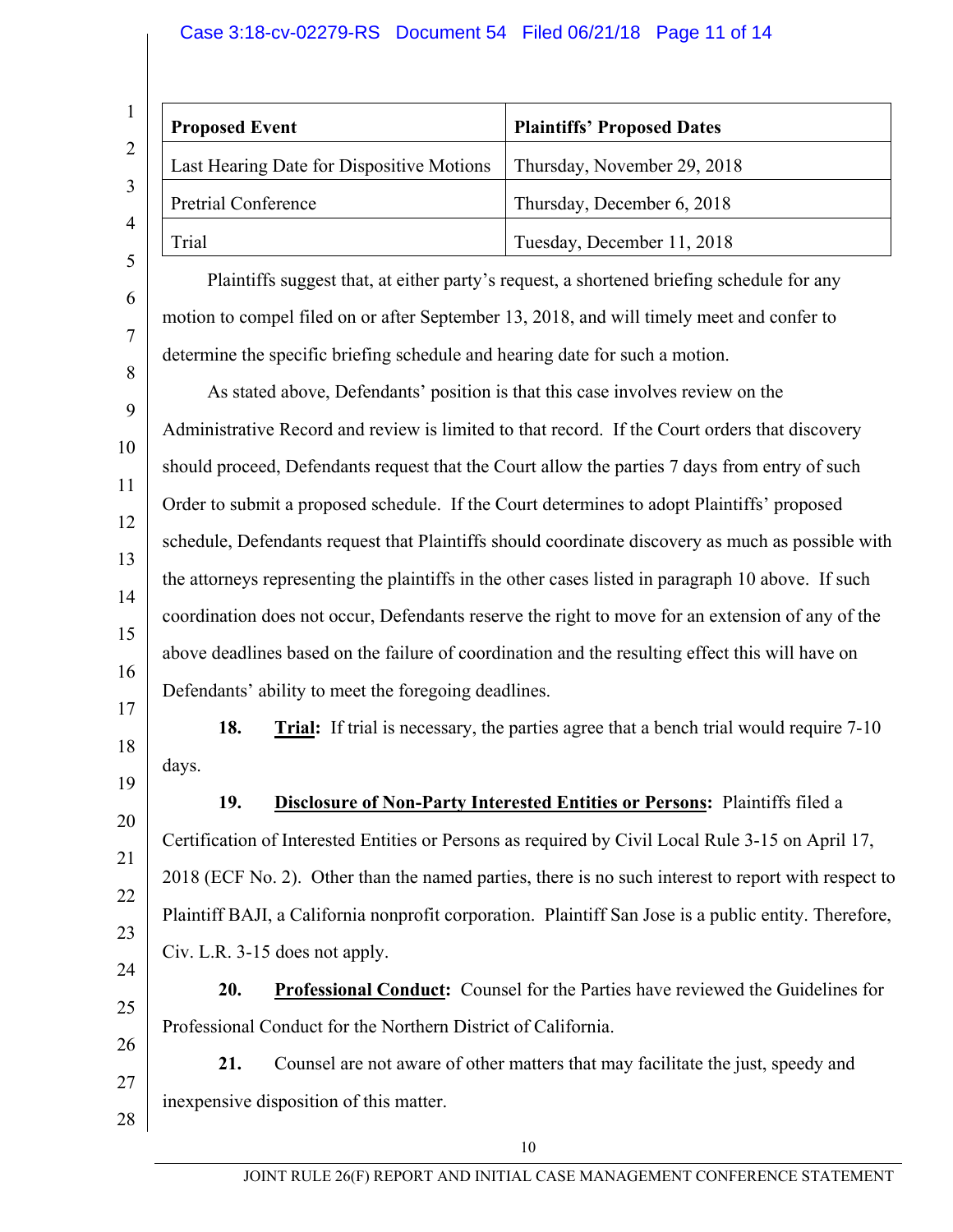| Proposed Event | Plaintiffs' Proposed Dates |
|---|---|
| Last Hearing Date for Dispositive Motions | Thursday, November 29, 2018 |
| Pretrial Conference | Thursday, December 6, 2018 |
| Trial | Tuesday, December 11, 2018 |

Plaintiffs suggest that, at either party's request, a shortened briefing schedule for any motion to compel filed on or after September 13, 2018, and will timely meet and confer to determine the specific briefing schedule and hearing date for such a motion.

As stated above, Defendants' position is that this case involves review on the Administrative Record and review is limited to that record. If the Court orders that discovery should proceed, Defendants request that the Court allow the parties 7 days from entry of such Order to submit a proposed schedule. If the Court determines to adopt Plaintiffs' proposed schedule, Defendants request that Plaintiffs should coordinate discovery as much as possible with the attorneys representing the plaintiffs in the other cases listed in paragraph 10 above. If such coordination does not occur, Defendants reserve the right to move for an extension of any of the above deadlines based on the failure of coordination and the resulting effect this will have on Defendants' ability to meet the foregoing deadlines.

**18.** **<u>Trial</u>:** If trial is necessary, the parties agree that a bench trial would require 7-10 days.

**19.** **<u>Disclosure of Non-Party Interested Entities or Persons</u>:** Plaintiffs filed a Certification of Interested Entities or Persons as required by Civil Local Rule 3-15 on April 17, 2018 (ECF No. 2). Other than the named parties, there is no such interest to report with respect to Plaintiff BAJI, a California nonprofit corporation. Plaintiff San Jose is a public entity. Therefore, Civ. L.R. 3-15 does not apply.

**20.** **<u>Professional Conduct</u>:** Counsel for the Parties have reviewed the Guidelines for Professional Conduct for the Northern District of California.

**21.** Counsel are not aware of other matters that may facilitate the just, speedy and inexpensive disposition of this matter.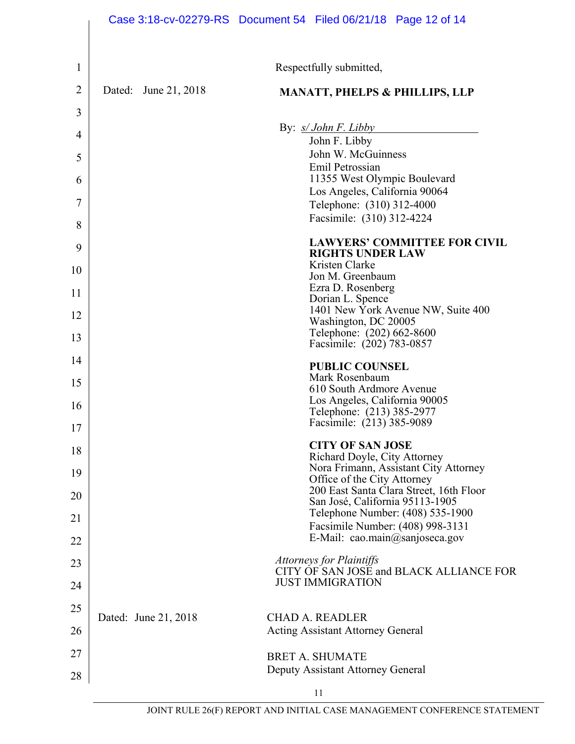Respectfully submitted,

Dated: June 21, 2018

**MANATT, PHELPS & PHILLIPS, LLP**

By: *s/ John F. Libby*

John F. Libby
John W. McGuinness
Emil Petrossian
11355 West Olympic Boulevard
Los Angeles, California 90064
Telephone: (310) 312-4000
Facsimile: (310) 312-4224

**LAWYERS' COMMITTEE FOR CIVIL RIGHTS UNDER LAW**
Kristen Clarke
Jon M. Greenbaum
Ezra D. Rosenberg
Dorian L. Spence
1401 New York Avenue NW, Suite 400
Washington, DC 20005
Telephone: (202) 662-8600
Facsimile: (202) 783-0857

**PUBLIC COUNSEL**
Mark Rosenbaum
610 South Ardmore Avenue
Los Angeles, California 90005
Telephone: (213) 385-2977
Facsimile: (213) 385-9089

**CITY OF SAN JOSE**
Richard Doyle, City Attorney
Nora Frimann, Assistant City Attorney
Office of the City Attorney
200 East Santa Clara Street, 16th Floor
San José, California 95113-1905
Telephone Number: (408) 535-1900
Facsimile Number: (408) 998-3131
E-Mail: cao.main@sanjoseca.gov

*Attorneys for Plaintiffs*
CITY OF SAN JOSE and BLACK ALLIANCE FOR JUST IMMIGRATION

Dated: June 21, 2018

CHAD A. READLER
Acting Assistant Attorney General

BRET A. SHUMATE
Deputy Assistant Attorney General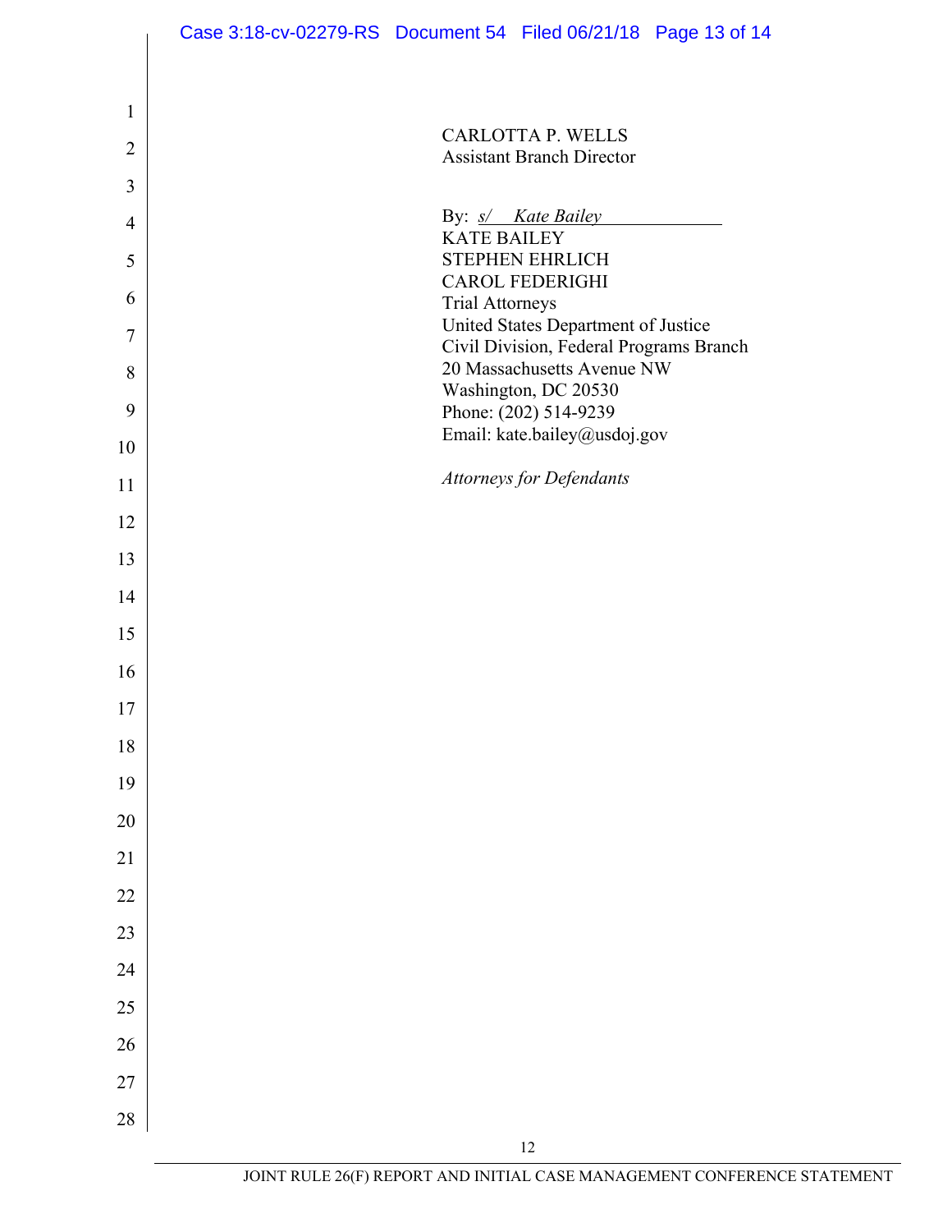CARLOTTA P. WELLS
Assistant Branch Director

By: *s/ Kate Bailey*
KATE BAILEY
STEPHEN EHRLICH
CAROL FEDERIGHI
Trial Attorneys
United States Department of Justice
Civil Division, Federal Programs Branch
20 Massachusetts Avenue NW
Washington, DC 20530
Phone: (202) 514-9239
Email: kate.bailey@usdoj.gov

*Attorneys for Defendants*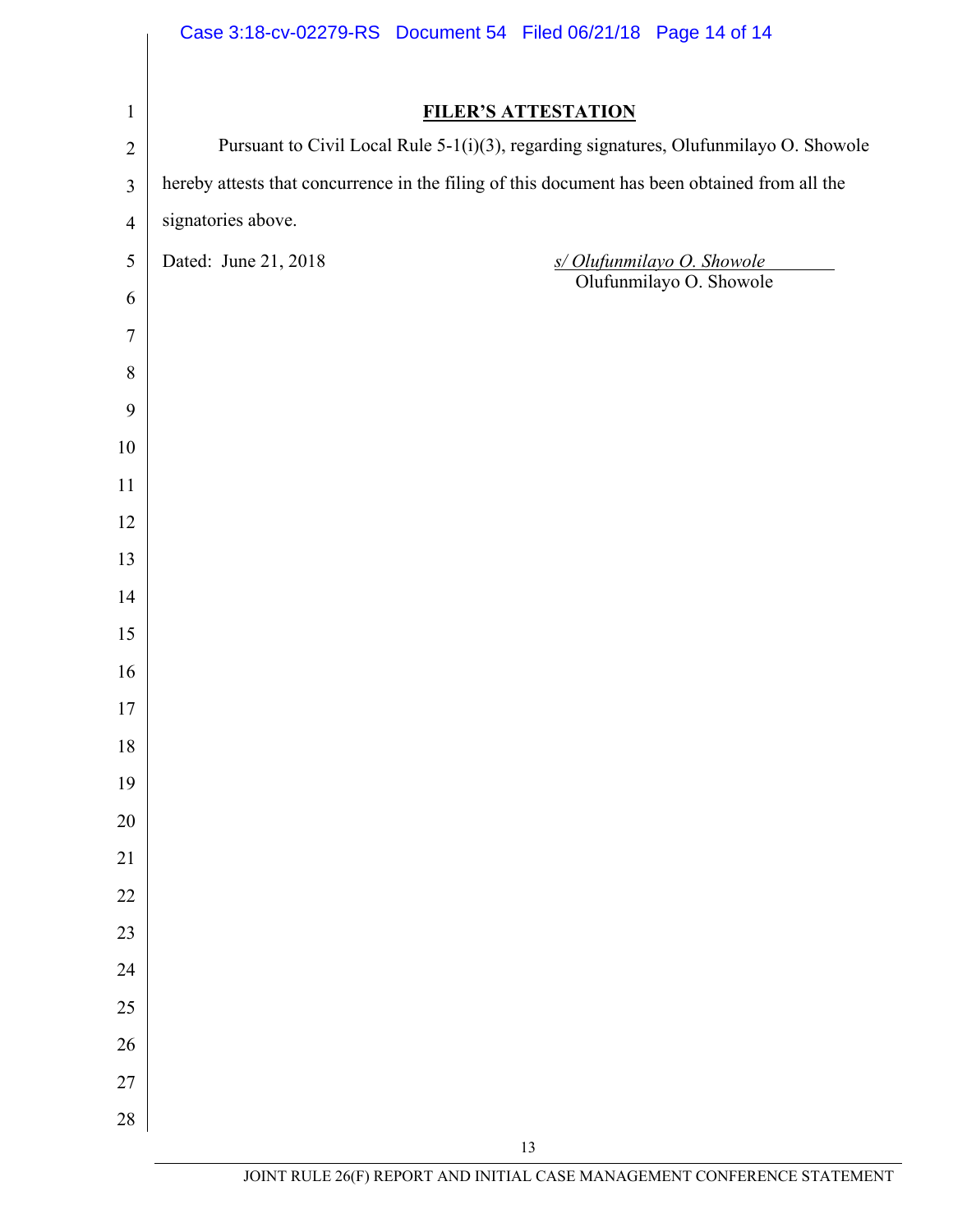**FILER'S ATTESTATION**

Pursuant to Civil Local Rule 5-1(i)(3), regarding signatures, Olufunmilayo O. Showole hereby attests that concurrence in the filing of this document has been obtained from all the signatories above.

Dated: June 21, 2018

*s/ Olufunmilayo O. Showole*
Olufunmilayo O. Showole